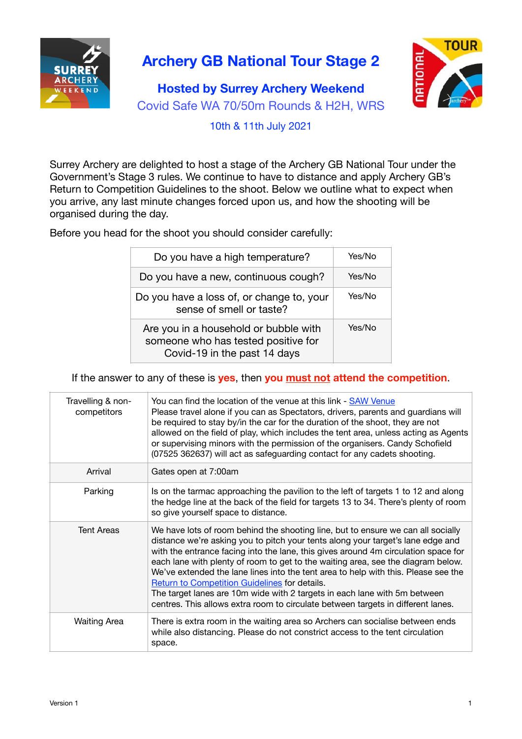# Archery GB National Tour Stage 2

## Hosted by Surrey Archery Weekend

Covid Safe WA 70/50m Rounds & H2H, WRS

10th & 11th July 2021

Surrey Archery are delighted to host a stage of the Archery GB National Tour under the Government's Stage 3 rules. We continue to have to distance and apply Archery GB's Return to Competition Guidelines to the shoot. Below we outline what to expect when you arrive, any last minute changes forced upon us, and how the shooting will be organised during the day.

Before you head for the shoot you should consider carefully:

| | |
|---|---|
| Do you have a high temperature? | Yes/No |
| Do you have a new, continuous cough? | Yes/No |
| Do you have a loss of, or change to, your sense of smell or taste? | Yes/No |
| Are you in a household or bubble with someone who has tested positive for Covid-19 in the past 14 days | Yes/No |

If the answer to any of these is **yes**, then **you must not attend the competition**.

| | |
|---|---|
| Travelling & non-competitors | You can find the location of the venue at this link - [SAW Venue]() Please travel alone if you can as Spectators, drivers, parents and guardians will be required to stay by/in the car for the duration of the shoot, they are not allowed on the field of play, which includes the tent area, unless acting as Agents or supervising minors with the permission of the organisers. Candy Schofield (07525 362637) will act as safeguarding contact for any cadets shooting. |
| Arrival | Gates open at 7:00am |
| Parking | Is on the tarmac approaching the pavilion to the left of targets 1 to 12 and along the hedge line at the back of the field for targets 13 to 34. There's plenty of room so give yourself space to distance. |
| Tent Areas | We have lots of room behind the shooting line, but to ensure we can all socially distance we're asking you to pitch your tents along your target's lane edge and with the entrance facing into the lane, this gives around 4m circulation space for each lane with plenty of room to get to the waiting area, see the diagram below. We've extended the lane lines into the tent area to help with this. Please see the [Return to Competition Guidelines]() for details. The target lanes are 10m wide with 2 targets in each lane with 5m between centres. This allows extra room to circulate between targets in different lanes. |
| Waiting Area | There is extra room in the waiting area so Archers can socialise between ends while also distancing. Please do not constrict access to the tent circulation space. |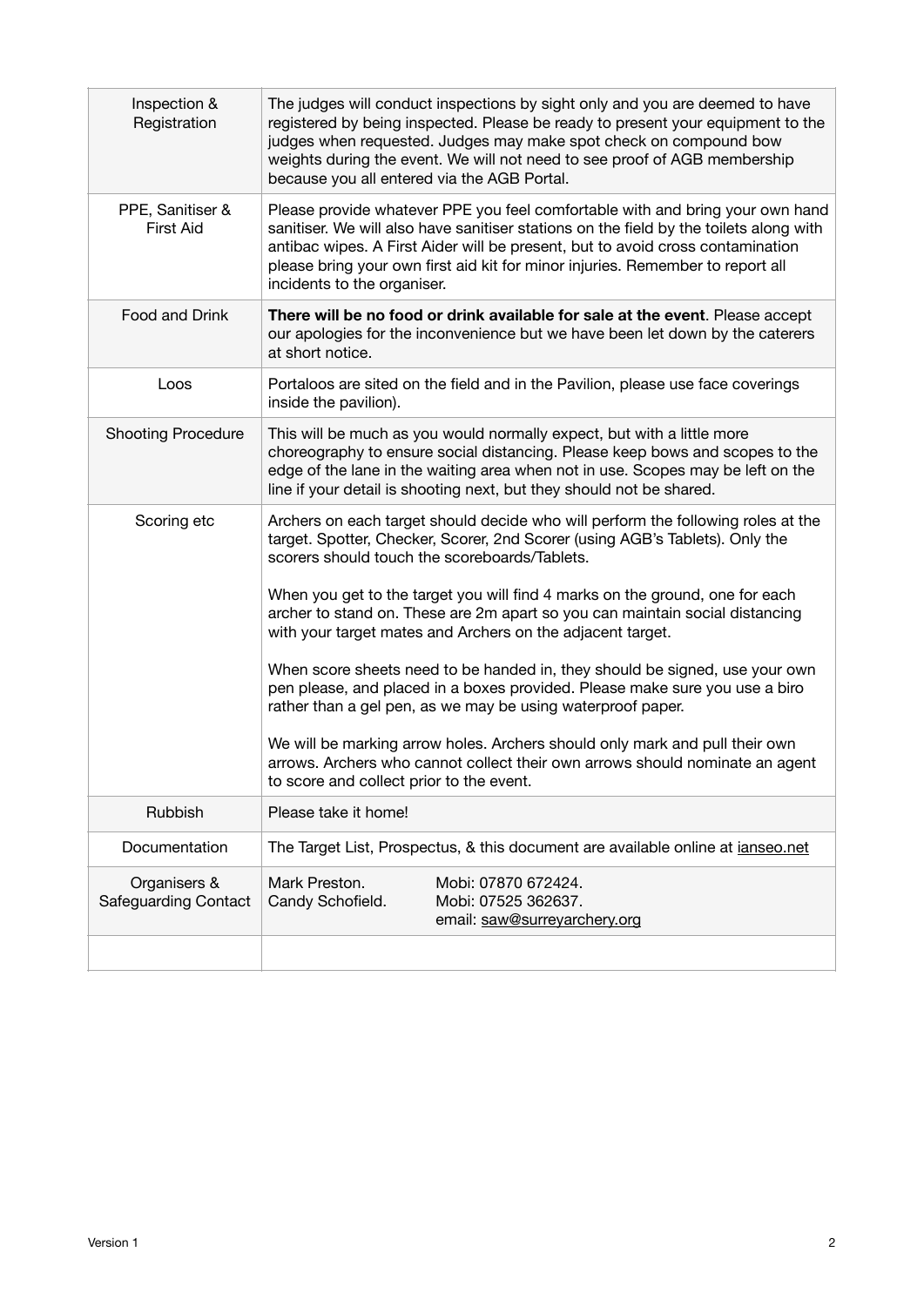| | |
|---|---|
| Inspection & Registration | The judges will conduct inspections by sight only and you are deemed to have registered by being inspected. Please be ready to present your equipment to the judges when requested. Judges may make spot check on compound bow weights during the event. We will not need to see proof of AGB membership because you all entered via the AGB Portal. |
| PPE, Sanitiser & First Aid | Please provide whatever PPE you feel comfortable with and bring your own hand sanitiser. We will also have sanitiser stations on the field by the toilets along with antibac wipes. A First Aider will be present, but to avoid cross contamination please bring your own first aid kit for minor injuries. Remember to report all incidents to the organiser. |
| Food and Drink | **There will be no food or drink available for sale at the event**. Please accept our apologies for the inconvenience but we have been let down by the caterers at short notice. |
| Loos | Portaloos are sited on the field and in the Pavilion, please use face coverings inside the pavilion). |
| Shooting Procedure | This will be much as you would normally expect, but with a little more choreography to ensure social distancing. Please keep bows and scopes to the edge of the lane in the waiting area when not in use. Scopes may be left on the line if your detail is shooting next, but they should not be shared. |
| Scoring etc | Archers on each target should decide who will perform the following roles at the target. Spotter, Checker, Scorer, 2nd Scorer (using AGB's Tablets). Only the scorers should touch the scoreboards/Tablets.<br><br>When you get to the target you will find 4 marks on the ground, one for each archer to stand on. These are 2m apart so you can maintain social distancing with your target mates and Archers on the adjacent target.<br><br>When score sheets need to be handed in, they should be signed, use your own pen please, and placed in a boxes provided. Please make sure you use a biro rather than a gel pen, as we may be using waterproof paper.<br><br>We will be marking arrow holes. Archers should only mark and pull their own arrows. Archers who cannot collect their own arrows should nominate an agent to score and collect prior to the event. |
| Rubbish | Please take it home! |
| Documentation | The Target List, Prospectus, & this document are available online at ianseo.net |
| Organisers & Safeguarding Contact | Mark Preston. Mobi: 07870 672424.<br>Candy Schofield. Mobi: 07525 362637.<br>email: saw@surreyarchery.org |
| | |

Version 1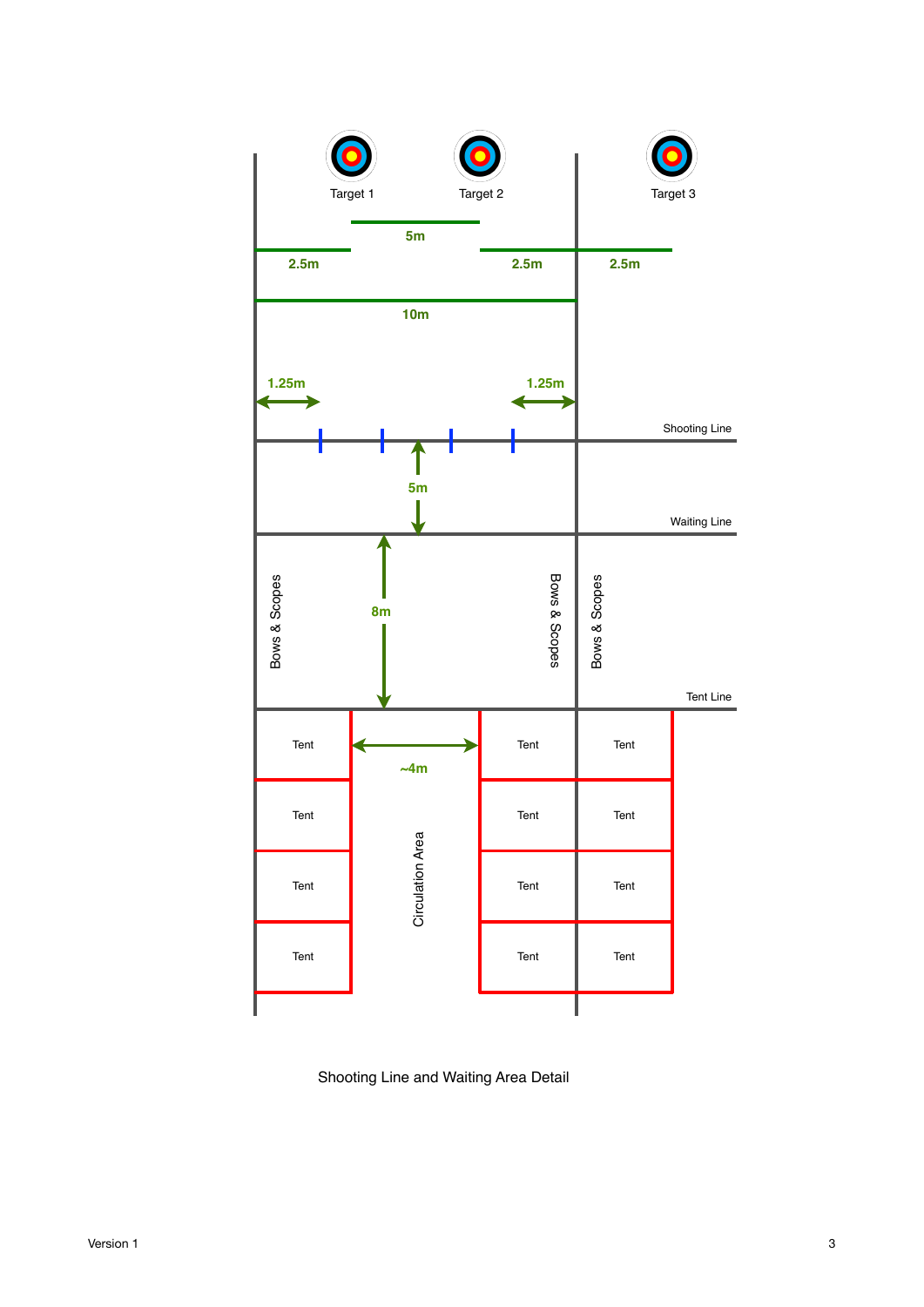Target 1

Target 2

Target 3

5m

2.5m

2.5m

2.5m

10m

1.25m

1.25m

Shooting Line

5m

Waiting Line

8m

Bows & Scopes

Bows & Scopes

Bows & Scopes

Tent Line

Tent

Tent

Tent

~4m

Tent

Tent

Tent

Tent

Tent

Tent

Circulation Area

Tent

Tent

Tent

Shooting Line and Waiting Area Detail

Version 1